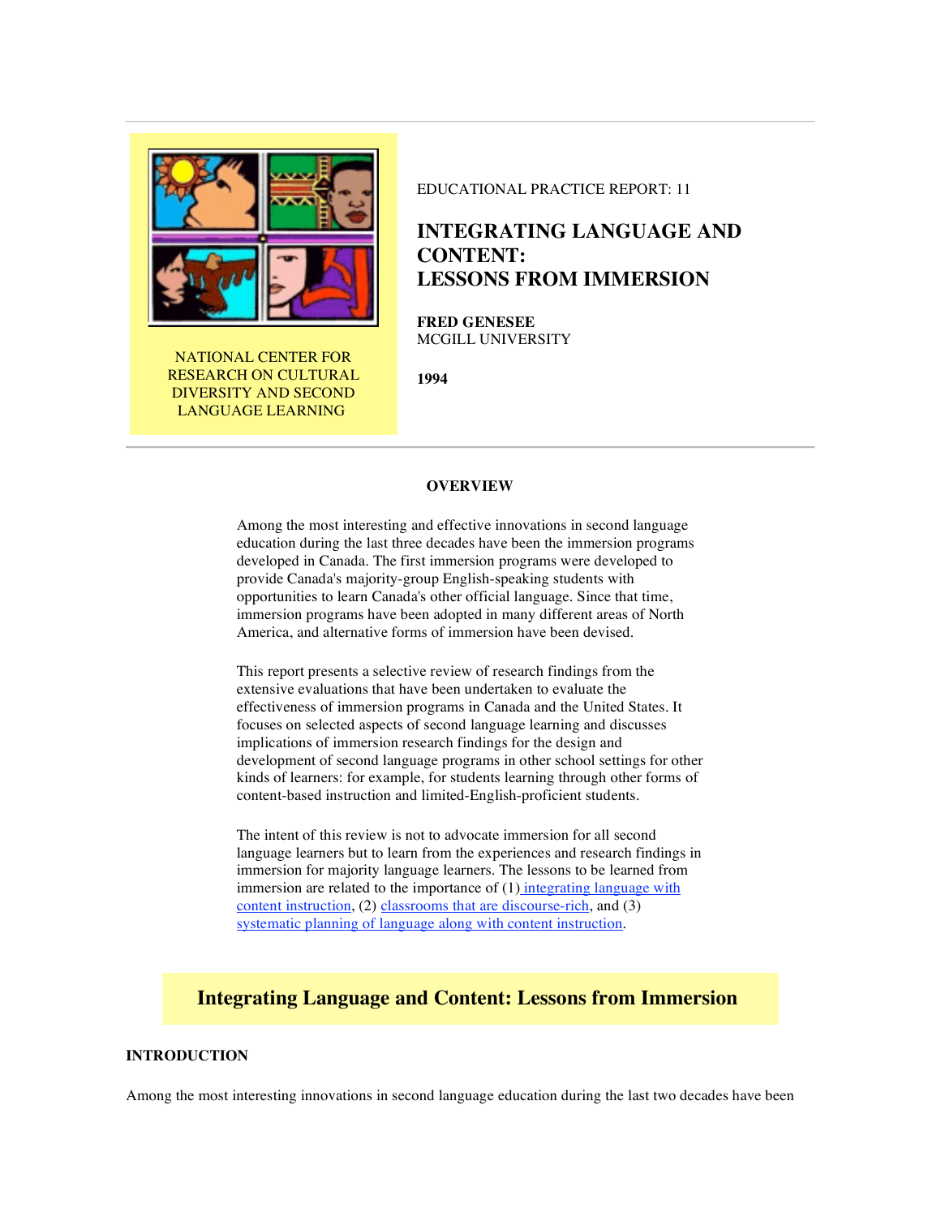NATIONAL CENTER FOR RESEARCH ON CULTURAL DIVERSITY AND SECOND LANGUAGE LEARNING

EDUCATIONAL PRACTICE REPORT: 11

# INTEGRATING LANGUAGE AND CONTENT: LESSONS FROM IMMERSION

**FRED GENESEE**
MCGILL UNIVERSITY

**1994**

### OVERVIEW

Among the most interesting and effective innovations in second language education during the last three decades have been the immersion programs developed in Canada. The first immersion programs were developed to provide Canada's majority-group English-speaking students with opportunities to learn Canada's other official language. Since that time, immersion programs have been adopted in many different areas of North America, and alternative forms of immersion have been devised.

This report presents a selective review of research findings from the extensive evaluations that have been undertaken to evaluate the effectiveness of immersion programs in Canada and the United States. It focuses on selected aspects of second language learning and discusses implications of immersion research findings for the design and development of second language programs in other school settings for other kinds of learners: for example, for students learning through other forms of content-based instruction and limited-English-proficient students.

The intent of this review is not to advocate immersion for all second language learners but to learn from the experiences and research findings in immersion for majority language learners. The lessons to be learned from immersion are related to the importance of (1) integrating language with content instruction, (2) classrooms that are discourse-rich, and (3) systematic planning of language along with content instruction.

## Integrating Language and Content: Lessons from Immersion

### INTRODUCTION

Among the most interesting innovations in second language education during the last two decades have been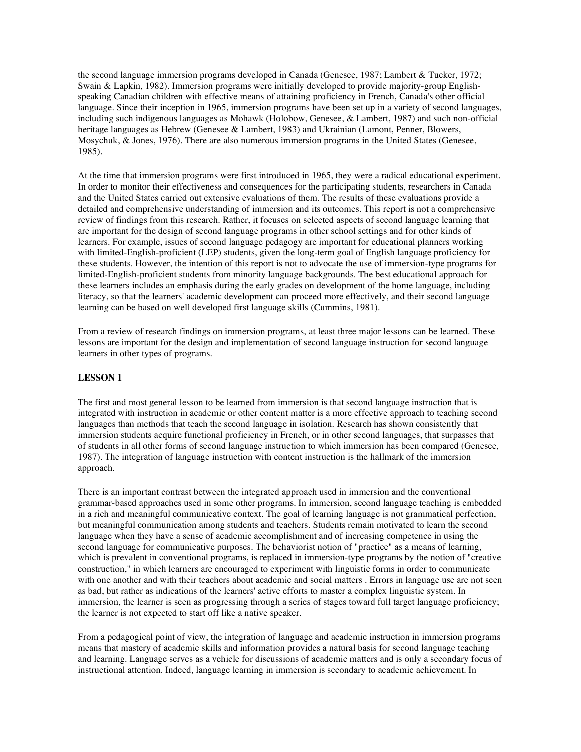the second language immersion programs developed in Canada (Genesee, 1987; Lambert & Tucker, 1972; Swain & Lapkin, 1982). Immersion programs were initially developed to provide majority-group English-speaking Canadian children with effective means of attaining proficiency in French, Canada's other official language. Since their inception in 1965, immersion programs have been set up in a variety of second languages, including such indigenous languages as Mohawk (Holobow, Genesee, & Lambert, 1987) and such non-official heritage languages as Hebrew (Genesee & Lambert, 1983) and Ukrainian (Lamont, Penner, Blowers, Mosychuk, & Jones, 1976). There are also numerous immersion programs in the United States (Genesee, 1985).

At the time that immersion programs were first introduced in 1965, they were a radical educational experiment. In order to monitor their effectiveness and consequences for the participating students, researchers in Canada and the United States carried out extensive evaluations of them. The results of these evaluations provide a detailed and comprehensive understanding of immersion and its outcomes. This report is not a comprehensive review of findings from this research. Rather, it focuses on selected aspects of second language learning that are important for the design of second language programs in other school settings and for other kinds of learners. For example, issues of second language pedagogy are important for educational planners working with limited-English-proficient (LEP) students, given the long-term goal of English language proficiency for these students. However, the intention of this report is not to advocate the use of immersion-type programs for limited-English-proficient students from minority language backgrounds. The best educational approach for these learners includes an emphasis during the early grades on development of the home language, including literacy, so that the learners' academic development can proceed more effectively, and their second language learning can be based on well developed first language skills (Cummins, 1981).

From a review of research findings on immersion programs, at least three major lessons can be learned. These lessons are important for the design and implementation of second language instruction for second language learners in other types of programs.

## LESSON 1

The first and most general lesson to be learned from immersion is that second language instruction that is integrated with instruction in academic or other content matter is a more effective approach to teaching second languages than methods that teach the second language in isolation. Research has shown consistently that immersion students acquire functional proficiency in French, or in other second languages, that surpasses that of students in all other forms of second language instruction to which immersion has been compared (Genesee, 1987). The integration of language instruction with content instruction is the hallmark of the immersion approach.

There is an important contrast between the integrated approach used in immersion and the conventional grammar-based approaches used in some other programs. In immersion, second language teaching is embedded in a rich and meaningful communicative context. The goal of learning language is not grammatical perfection, but meaningful communication among students and teachers. Students remain motivated to learn the second language when they have a sense of academic accomplishment and of increasing competence in using the second language for communicative purposes. The behaviorist notion of "practice" as a means of learning, which is prevalent in conventional programs, is replaced in immersion-type programs by the notion of "creative construction," in which learners are encouraged to experiment with linguistic forms in order to communicate with one another and with their teachers about academic and social matters . Errors in language use are not seen as bad, but rather as indications of the learners' active efforts to master a complex linguistic system. In immersion, the learner is seen as progressing through a series of stages toward full target language proficiency; the learner is not expected to start off like a native speaker.

From a pedagogical point of view, the integration of language and academic instruction in immersion programs means that mastery of academic skills and information provides a natural basis for second language teaching and learning. Language serves as a vehicle for discussions of academic matters and is only a secondary focus of instructional attention. Indeed, language learning in immersion is secondary to academic achievement. In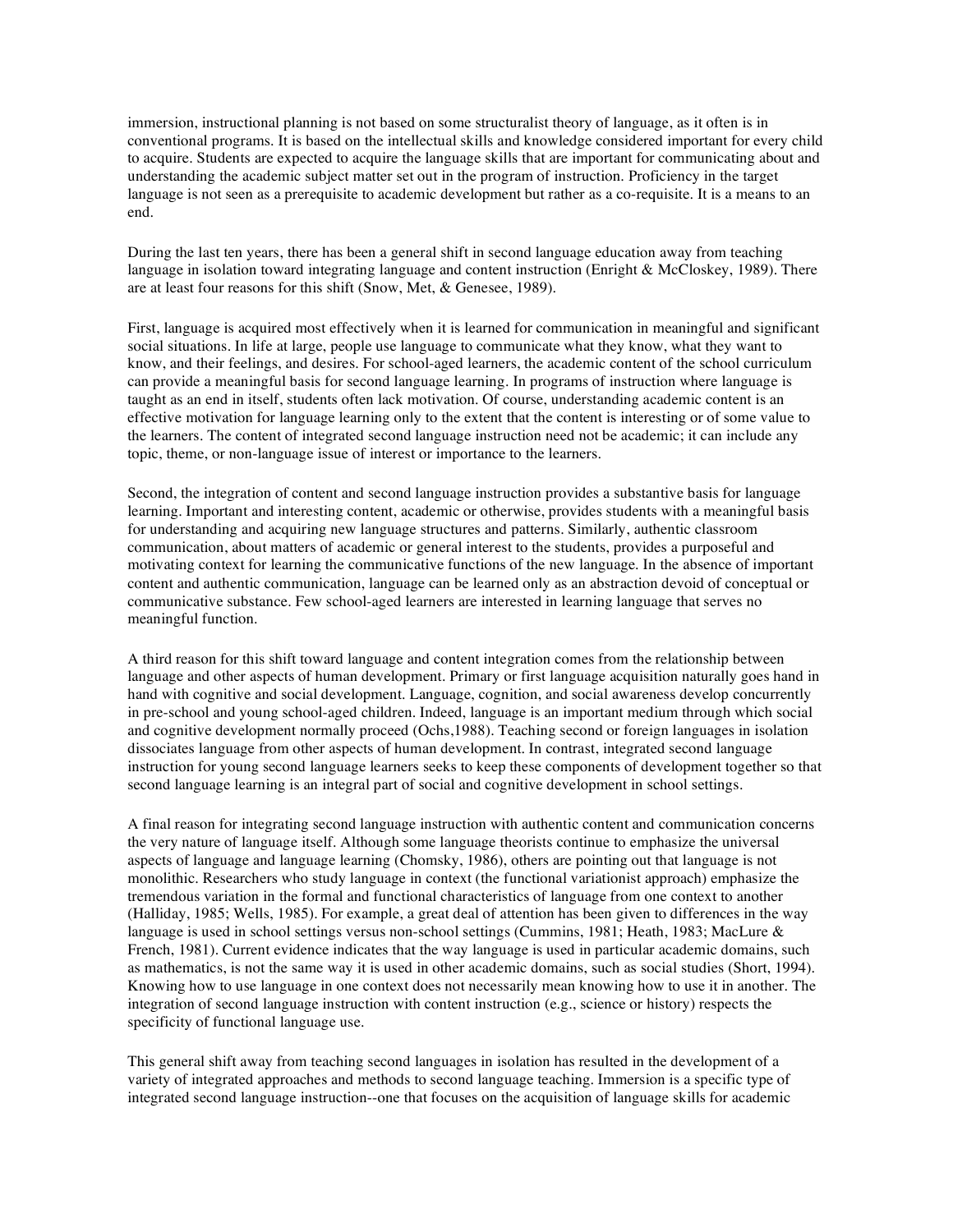immersion, instructional planning is not based on some structuralist theory of language, as it often is in conventional programs. It is based on the intellectual skills and knowledge considered important for every child to acquire. Students are expected to acquire the language skills that are important for communicating about and understanding the academic subject matter set out in the program of instruction. Proficiency in the target language is not seen as a prerequisite to academic development but rather as a co-requisite. It is a means to an end.

During the last ten years, there has been a general shift in second language education away from teaching language in isolation toward integrating language and content instruction (Enright & McCloskey, 1989). There are at least four reasons for this shift (Snow, Met, & Genesee, 1989).

First, language is acquired most effectively when it is learned for communication in meaningful and significant social situations. In life at large, people use language to communicate what they know, what they want to know, and their feelings, and desires. For school-aged learners, the academic content of the school curriculum can provide a meaningful basis for second language learning. In programs of instruction where language is taught as an end in itself, students often lack motivation. Of course, understanding academic content is an effective motivation for language learning only to the extent that the content is interesting or of some value to the learners. The content of integrated second language instruction need not be academic; it can include any topic, theme, or non-language issue of interest or importance to the learners.

Second, the integration of content and second language instruction provides a substantive basis for language learning. Important and interesting content, academic or otherwise, provides students with a meaningful basis for understanding and acquiring new language structures and patterns. Similarly, authentic classroom communication, about matters of academic or general interest to the students, provides a purposeful and motivating context for learning the communicative functions of the new language. In the absence of important content and authentic communication, language can be learned only as an abstraction devoid of conceptual or communicative substance. Few school-aged learners are interested in learning language that serves no meaningful function.

A third reason for this shift toward language and content integration comes from the relationship between language and other aspects of human development. Primary or first language acquisition naturally goes hand in hand with cognitive and social development. Language, cognition, and social awareness develop concurrently in pre-school and young school-aged children. Indeed, language is an important medium through which social and cognitive development normally proceed (Ochs,1988). Teaching second or foreign languages in isolation dissociates language from other aspects of human development. In contrast, integrated second language instruction for young second language learners seeks to keep these components of development together so that second language learning is an integral part of social and cognitive development in school settings.

A final reason for integrating second language instruction with authentic content and communication concerns the very nature of language itself. Although some language theorists continue to emphasize the universal aspects of language and language learning (Chomsky, 1986), others are pointing out that language is not monolithic. Researchers who study language in context (the functional variationist approach) emphasize the tremendous variation in the formal and functional characteristics of language from one context to another (Halliday, 1985; Wells, 1985). For example, a great deal of attention has been given to differences in the way language is used in school settings versus non-school settings (Cummins, 1981; Heath, 1983; MacLure & French, 1981). Current evidence indicates that the way language is used in particular academic domains, such as mathematics, is not the same way it is used in other academic domains, such as social studies (Short, 1994). Knowing how to use language in one context does not necessarily mean knowing how to use it in another. The integration of second language instruction with content instruction (e.g., science or history) respects the specificity of functional language use.

This general shift away from teaching second languages in isolation has resulted in the development of a variety of integrated approaches and methods to second language teaching. Immersion is a specific type of integrated second language instruction--one that focuses on the acquisition of language skills for academic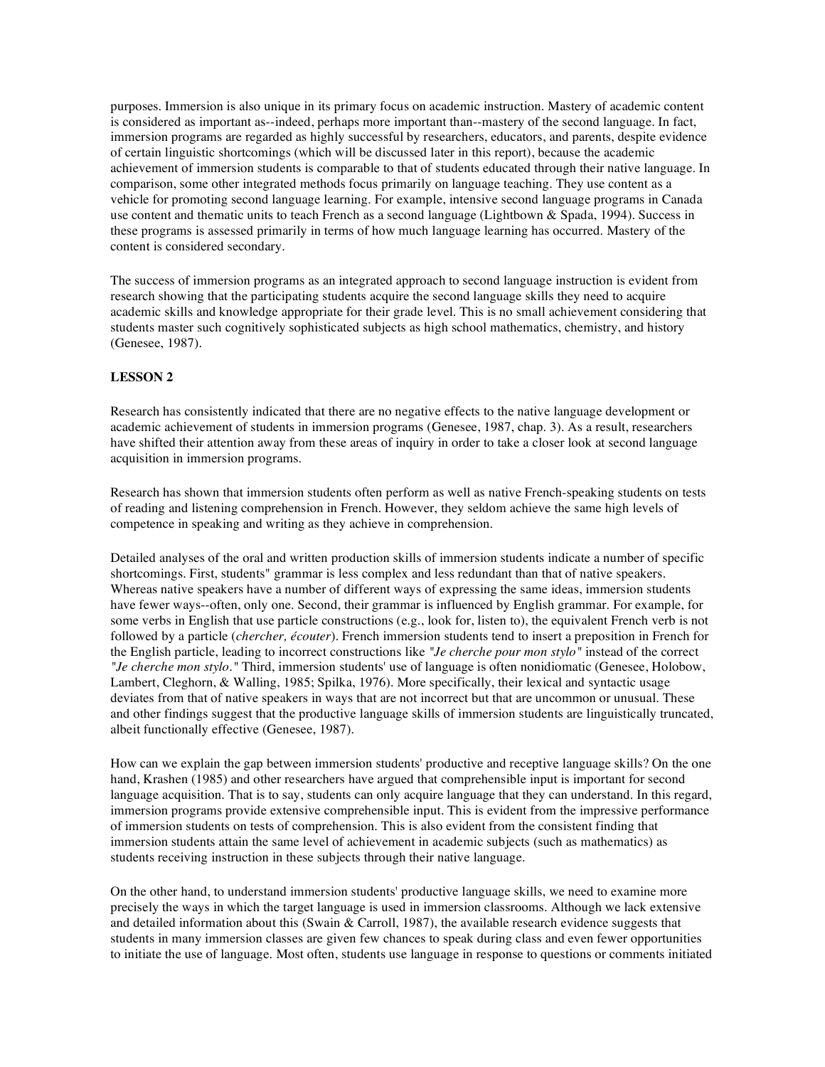purposes. Immersion is also unique in its primary focus on academic instruction. Mastery of academic content is considered as important as--indeed, perhaps more important than--mastery of the second language. In fact, immersion programs are regarded as highly successful by researchers, educators, and parents, despite evidence of certain linguistic shortcomings (which will be discussed later in this report), because the academic achievement of immersion students is comparable to that of students educated through their native language. In comparison, some other integrated methods focus primarily on language teaching. They use content as a vehicle for promoting second language learning. For example, intensive second language programs in Canada use content and thematic units to teach French as a second language (Lightbown & Spada, 1994). Success in these programs is assessed primarily in terms of how much language learning has occurred. Mastery of the content is considered secondary.

The success of immersion programs as an integrated approach to second language instruction is evident from research showing that the participating students acquire the second language skills they need to acquire academic skills and knowledge appropriate for their grade level. This is no small achievement considering that students master such cognitively sophisticated subjects as high school mathematics, chemistry, and history (Genesee, 1987).

**LESSON 2**

Research has consistently indicated that there are no negative effects to the native language development or academic achievement of students in immersion programs (Genesee, 1987, chap. 3). As a result, researchers have shifted their attention away from these areas of inquiry in order to take a closer look at second language acquisition in immersion programs.

Research has shown that immersion students often perform as well as native French-speaking students on tests of reading and listening comprehension in French. However, they seldom achieve the same high levels of competence in speaking and writing as they achieve in comprehension.

Detailed analyses of the oral and written production skills of immersion students indicate a number of specific shortcomings. First, students" grammar is less complex and less redundant than that of native speakers. Whereas native speakers have a number of different ways of expressing the same ideas, immersion students have fewer ways--often, only one. Second, their grammar is influenced by English grammar. For example, for some verbs in English that use particle constructions (e.g., look for, listen to), the equivalent French verb is not followed by a particle (*chercher, écouter*). French immersion students tend to insert a preposition in French for the English particle, leading to incorrect constructions like *"Je cherche pour mon stylo"* instead of the correct *"Je cherche mon stylo."* Third, immersion students' use of language is often nonidiomatic (Genesee, Holobow, Lambert, Cleghorn, & Walling, 1985; Spilka, 1976). More specifically, their lexical and syntactic usage deviates from that of native speakers in ways that are not incorrect but that are uncommon or unusual. These and other findings suggest that the productive language skills of immersion students are linguistically truncated, albeit functionally effective (Genesee, 1987).

How can we explain the gap between immersion students' productive and receptive language skills? On the one hand, Krashen (1985) and other researchers have argued that comprehensible input is important for second language acquisition. That is to say, students can only acquire language that they can understand. In this regard, immersion programs provide extensive comprehensible input. This is evident from the impressive performance of immersion students on tests of comprehension. This is also evident from the consistent finding that immersion students attain the same level of achievement in academic subjects (such as mathematics) as students receiving instruction in these subjects through their native language.

On the other hand, to understand immersion students' productive language skills, we need to examine more precisely the ways in which the target language is used in immersion classrooms. Although we lack extensive and detailed information about this (Swain & Carroll, 1987), the available research evidence suggests that students in many immersion classes are given few chances to speak during class and even fewer opportunities to initiate the use of language. Most often, students use language in response to questions or comments initiated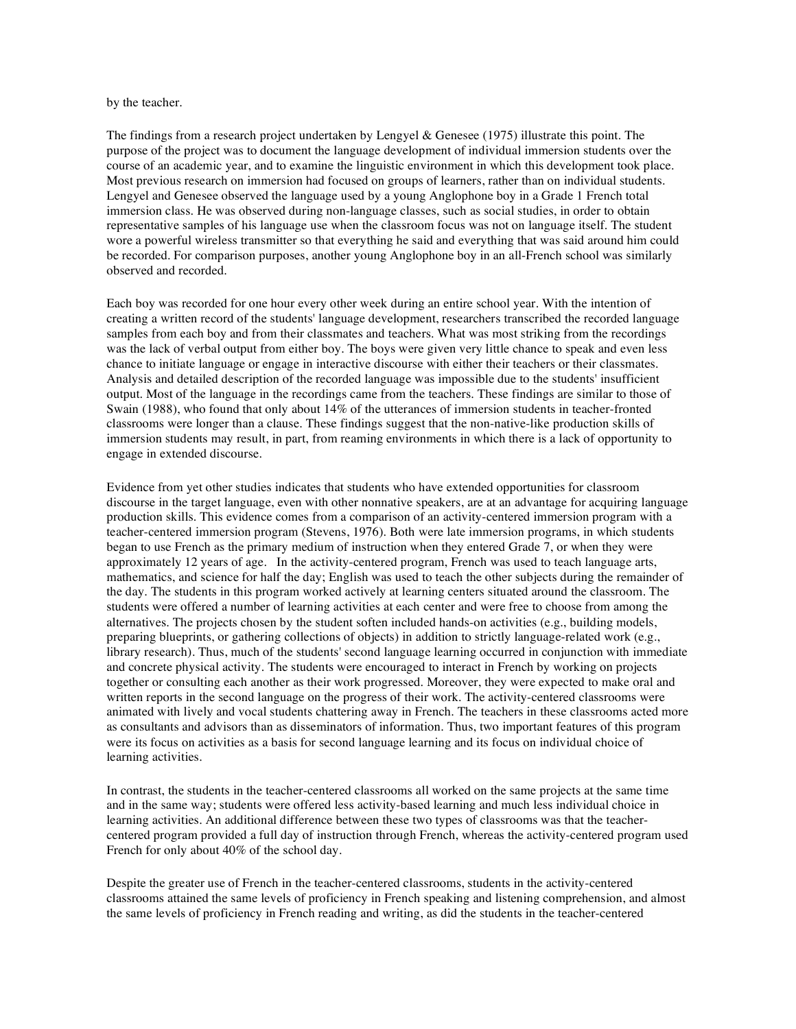by the teacher.

The findings from a research project undertaken by Lengyel & Genesee (1975) illustrate this point. The purpose of the project was to document the language development of individual immersion students over the course of an academic year, and to examine the linguistic environment in which this development took place. Most previous research on immersion had focused on groups of learners, rather than on individual students. Lengyel and Genesee observed the language used by a young Anglophone boy in a Grade 1 French total immersion class. He was observed during non-language classes, such as social studies, in order to obtain representative samples of his language use when the classroom focus was not on language itself. The student wore a powerful wireless transmitter so that everything he said and everything that was said around him could be recorded. For comparison purposes, another young Anglophone boy in an all-French school was similarly observed and recorded.

Each boy was recorded for one hour every other week during an entire school year. With the intention of creating a written record of the students' language development, researchers transcribed the recorded language samples from each boy and from their classmates and teachers. What was most striking from the recordings was the lack of verbal output from either boy. The boys were given very little chance to speak and even less chance to initiate language or engage in interactive discourse with either their teachers or their classmates. Analysis and detailed description of the recorded language was impossible due to the students' insufficient output. Most of the language in the recordings came from the teachers. These findings are similar to those of Swain (1988), who found that only about 14% of the utterances of immersion students in teacher-fronted classrooms were longer than a clause. These findings suggest that the non-native-like production skills of immersion students may result, in part, from reaming environments in which there is a lack of opportunity to engage in extended discourse.

Evidence from yet other studies indicates that students who have extended opportunities for classroom discourse in the target language, even with other nonnative speakers, are at an advantage for acquiring language production skills. This evidence comes from a comparison of an activity-centered immersion program with a teacher-centered immersion program (Stevens, 1976). Both were late immersion programs, in which students began to use French as the primary medium of instruction when they entered Grade 7, or when they were approximately 12 years of age.   In the activity-centered program, French was used to teach language arts, mathematics, and science for half the day; English was used to teach the other subjects during the remainder of the day. The students in this program worked actively at learning centers situated around the classroom. The students were offered a number of learning activities at each center and were free to choose from among the alternatives. The projects chosen by the student soften included hands-on activities (e.g., building models, preparing blueprints, or gathering collections of objects) in addition to strictly language-related work (e.g., library research). Thus, much of the students' second language learning occurred in conjunction with immediate and concrete physical activity. The students were encouraged to interact in French by working on projects together or consulting each another as their work progressed. Moreover, they were expected to make oral and written reports in the second language on the progress of their work. The activity-centered classrooms were animated with lively and vocal students chattering away in French. The teachers in these classrooms acted more as consultants and advisors than as disseminators of information. Thus, two important features of this program were its focus on activities as a basis for second language learning and its focus on individual choice of learning activities.

In contrast, the students in the teacher-centered classrooms all worked on the same projects at the same time and in the same way; students were offered less activity-based learning and much less individual choice in learning activities. An additional difference between these two types of classrooms was that the teacher-centered program provided a full day of instruction through French, whereas the activity-centered program used French for only about 40% of the school day.

Despite the greater use of French in the teacher-centered classrooms, students in the activity-centered classrooms attained the same levels of proficiency in French speaking and listening comprehension, and almost the same levels of proficiency in French reading and writing, as did the students in the teacher-centered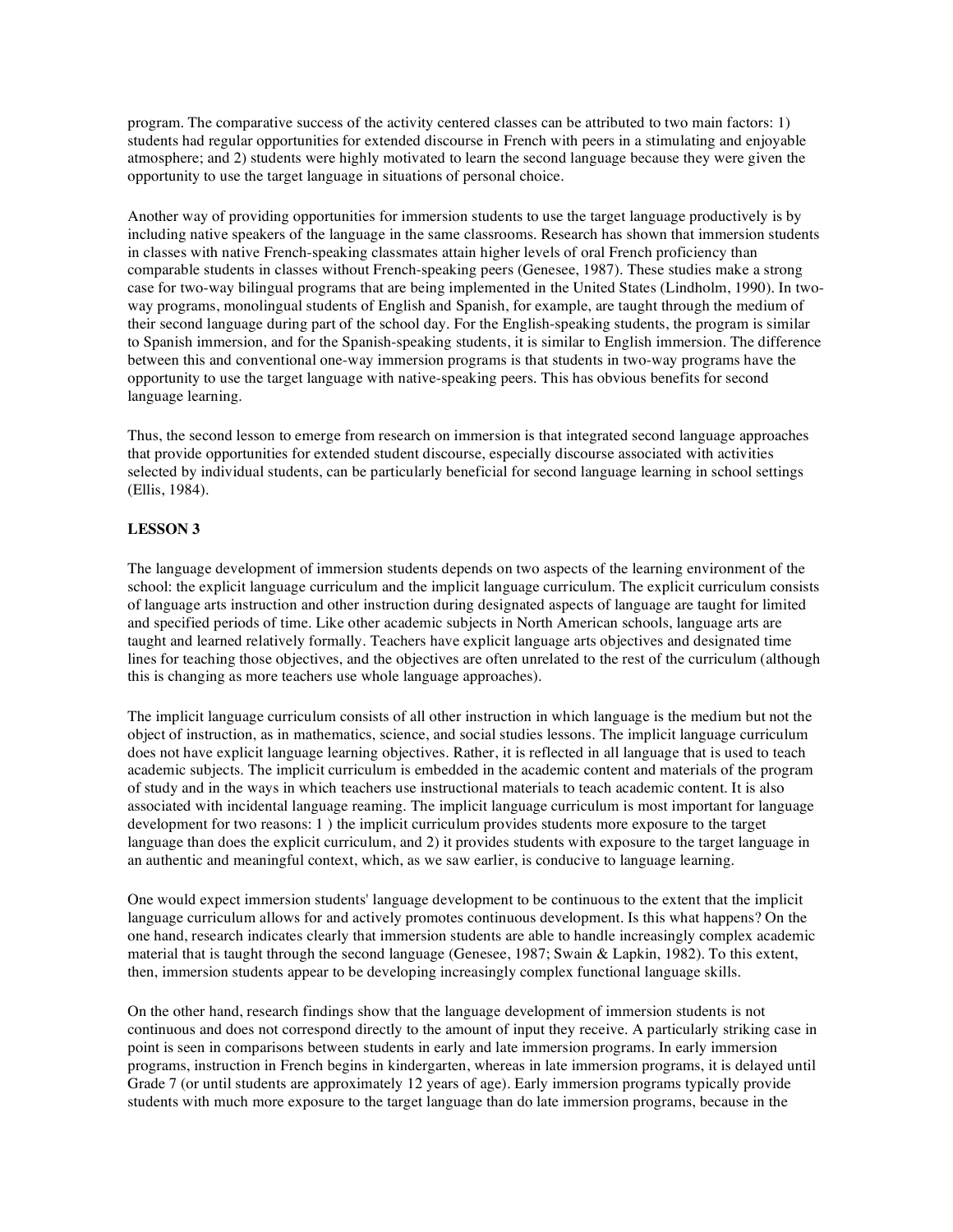program. The comparative success of the activity centered classes can be attributed to two main factors: 1) students had regular opportunities for extended discourse in French with peers in a stimulating and enjoyable atmosphere; and 2) students were highly motivated to learn the second language because they were given the opportunity to use the target language in situations of personal choice.

Another way of providing opportunities for immersion students to use the target language productively is by including native speakers of the language in the same classrooms. Research has shown that immersion students in classes with native French-speaking classmates attain higher levels of oral French proficiency than comparable students in classes without French-speaking peers (Genesee, 1987). These studies make a strong case for two-way bilingual programs that are being implemented in the United States (Lindholm, 1990). In two-way programs, monolingual students of English and Spanish, for example, are taught through the medium of their second language during part of the school day. For the English-speaking students, the program is similar to Spanish immersion, and for the Spanish-speaking students, it is similar to English immersion. The difference between this and conventional one-way immersion programs is that students in two-way programs have the opportunity to use the target language with native-speaking peers. This has obvious benefits for second language learning.

Thus, the second lesson to emerge from research on immersion is that integrated second language approaches that provide opportunities for extended student discourse, especially discourse associated with activities selected by individual students, can be particularly beneficial for second language learning in school settings (Ellis, 1984).

**LESSON 3**

The language development of immersion students depends on two aspects of the learning environment of the school: the explicit language curriculum and the implicit language curriculum. The explicit curriculum consists of language arts instruction and other instruction during designated aspects of language are taught for limited and specified periods of time. Like other academic subjects in North American schools, language arts are taught and learned relatively formally. Teachers have explicit language arts objectives and designated time lines for teaching those objectives, and the objectives are often unrelated to the rest of the curriculum (although this is changing as more teachers use whole language approaches).

The implicit language curriculum consists of all other instruction in which language is the medium but not the object of instruction, as in mathematics, science, and social studies lessons. The implicit language curriculum does not have explicit language learning objectives. Rather, it is reflected in all language that is used to teach academic subjects. The implicit curriculum is embedded in the academic content and materials of the program of study and in the ways in which teachers use instructional materials to teach academic content. It is also associated with incidental language reaming. The implicit language curriculum is most important for language development for two reasons: 1 ) the implicit curriculum provides students more exposure to the target language than does the explicit curriculum, and 2) it provides students with exposure to the target language in an authentic and meaningful context, which, as we saw earlier, is conducive to language learning.

One would expect immersion students' language development to be continuous to the extent that the implicit language curriculum allows for and actively promotes continuous development. Is this what happens? On the one hand, research indicates clearly that immersion students are able to handle increasingly complex academic material that is taught through the second language (Genesee, 1987; Swain & Lapkin, 1982). To this extent, then, immersion students appear to be developing increasingly complex functional language skills.

On the other hand, research findings show that the language development of immersion students is not continuous and does not correspond directly to the amount of input they receive. A particularly striking case in point is seen in comparisons between students in early and late immersion programs. In early immersion programs, instruction in French begins in kindergarten, whereas in late immersion programs, it is delayed until Grade 7 (or until students are approximately 12 years of age). Early immersion programs typically provide students with much more exposure to the target language than do late immersion programs, because in the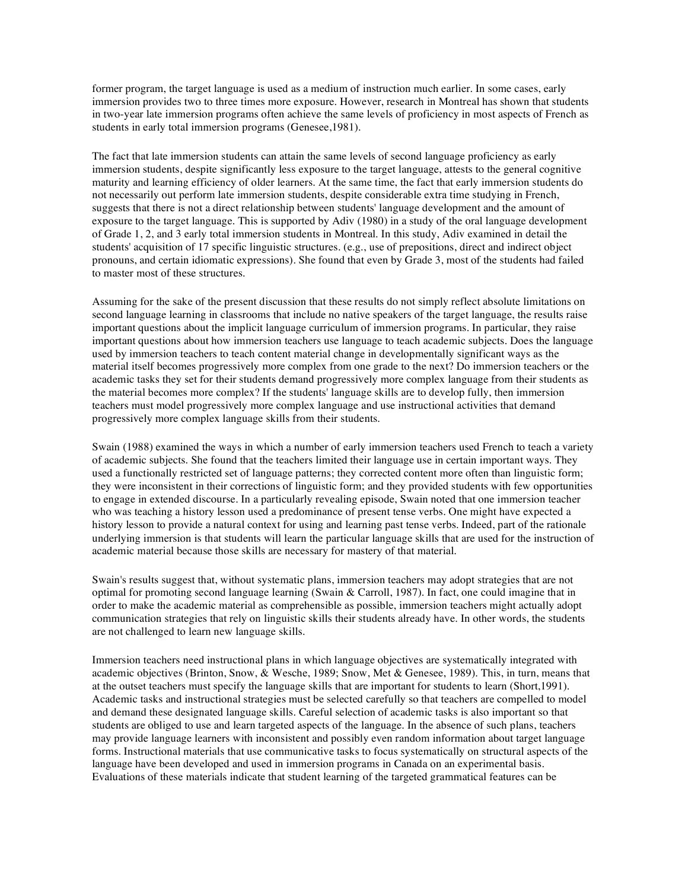former program, the target language is used as a medium of instruction much earlier. In some cases, early immersion provides two to three times more exposure. However, research in Montreal has shown that students in two-year late immersion programs often achieve the same levels of proficiency in most aspects of French as students in early total immersion programs (Genesee,1981).

The fact that late immersion students can attain the same levels of second language proficiency as early immersion students, despite significantly less exposure to the target language, attests to the general cognitive maturity and learning efficiency of older learners. At the same time, the fact that early immersion students do not necessarily out perform late immersion students, despite considerable extra time studying in French, suggests that there is not a direct relationship between students' language development and the amount of exposure to the target language. This is supported by Adiv (1980) in a study of the oral language development of Grade 1, 2, and 3 early total immersion students in Montreal. In this study, Adiv examined in detail the students' acquisition of 17 specific linguistic structures. (e.g., use of prepositions, direct and indirect object pronouns, and certain idiomatic expressions). She found that even by Grade 3, most of the students had failed to master most of these structures.

Assuming for the sake of the present discussion that these results do not simply reflect absolute limitations on second language learning in classrooms that include no native speakers of the target language, the results raise important questions about the implicit language curriculum of immersion programs. In particular, they raise important questions about how immersion teachers use language to teach academic subjects. Does the language used by immersion teachers to teach content material change in developmentally significant ways as the material itself becomes progressively more complex from one grade to the next? Do immersion teachers or the academic tasks they set for their students demand progressively more complex language from their students as the material becomes more complex? If the students' language skills are to develop fully, then immersion teachers must model progressively more complex language and use instructional activities that demand progressively more complex language skills from their students.

Swain (1988) examined the ways in which a number of early immersion teachers used French to teach a variety of academic subjects. She found that the teachers limited their language use in certain important ways. They used a functionally restricted set of language patterns; they corrected content more often than linguistic form; they were inconsistent in their corrections of linguistic form; and they provided students with few opportunities to engage in extended discourse. In a particularly revealing episode, Swain noted that one immersion teacher who was teaching a history lesson used a predominance of present tense verbs. One might have expected a history lesson to provide a natural context for using and learning past tense verbs. Indeed, part of the rationale underlying immersion is that students will learn the particular language skills that are used for the instruction of academic material because those skills are necessary for mastery of that material.

Swain's results suggest that, without systematic plans, immersion teachers may adopt strategies that are not optimal for promoting second language learning (Swain & Carroll, 1987). In fact, one could imagine that in order to make the academic material as comprehensible as possible, immersion teachers might actually adopt communication strategies that rely on linguistic skills their students already have. In other words, the students are not challenged to learn new language skills.

Immersion teachers need instructional plans in which language objectives are systematically integrated with academic objectives (Brinton, Snow, & Wesche, 1989; Snow, Met & Genesee, 1989). This, in turn, means that at the outset teachers must specify the language skills that are important for students to learn (Short,1991). Academic tasks and instructional strategies must be selected carefully so that teachers are compelled to model and demand these designated language skills. Careful selection of academic tasks is also important so that students are obliged to use and learn targeted aspects of the language. In the absence of such plans, teachers may provide language learners with inconsistent and possibly even random information about target language forms. Instructional materials that use communicative tasks to focus systematically on structural aspects of the language have been developed and used in immersion programs in Canada on an experimental basis. Evaluations of these materials indicate that student learning of the targeted grammatical features can be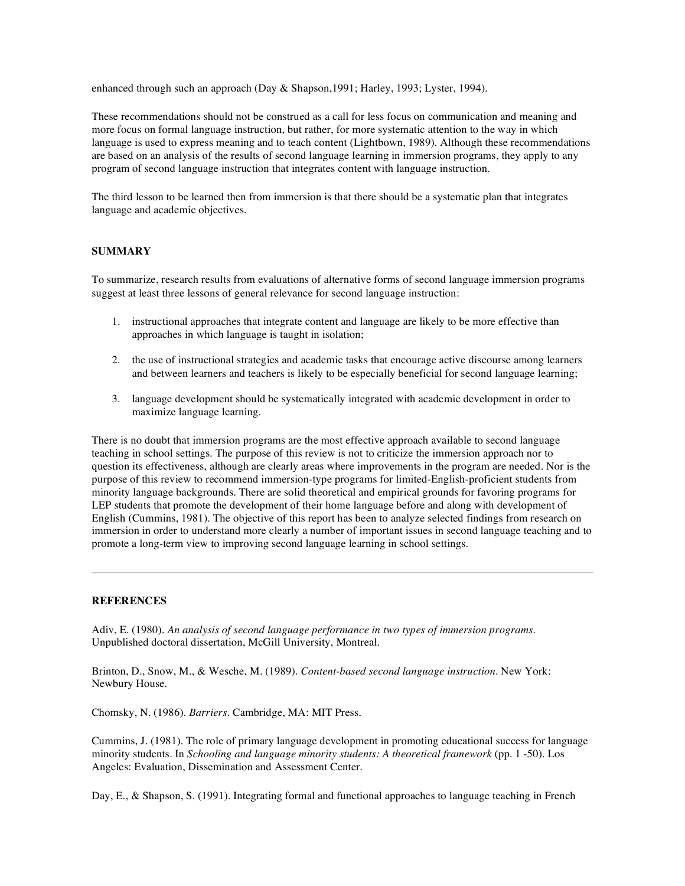enhanced through such an approach (Day & Shapson,1991; Harley, 1993; Lyster, 1994).

These recommendations should not be construed as a call for less focus on communication and meaning and more focus on formal language instruction, but rather, for more systematic attention to the way in which language is used to express meaning and to teach content (Lightbown, 1989). Although these recommendations are based on an analysis of the results of second language learning in immersion programs, they apply to any program of second language instruction that integrates content with language instruction.

The third lesson to be learned then from immersion is that there should be a systematic plan that integrates language and academic objectives.

## SUMMARY

To summarize, research results from evaluations of alternative forms of second language immersion programs suggest at least three lessons of general relevance for second language instruction:

1. instructional approaches that integrate content and language are likely to be more effective than approaches in which language is taught in isolation;
2. the use of instructional strategies and academic tasks that encourage active discourse among learners and between learners and teachers is likely to be especially beneficial for second language learning;
3. language development should be systematically integrated with academic development in order to maximize language learning.

There is no doubt that immersion programs are the most effective approach available to second language teaching in school settings. The purpose of this review is not to criticize the immersion approach nor to question its effectiveness, although are clearly areas where improvements in the program are needed. Nor is the purpose of this review to recommend immersion-type programs for limited-English-proficient students from minority language backgrounds. There are solid theoretical and empirical grounds for favoring programs for LEP students that promote the development of their home language before and along with development of English (Cummins, 1981). The objective of this report has been to analyze selected findings from research on immersion in order to understand more clearly a number of important issues in second language teaching and to promote a long-term view to improving second language learning in school settings.

---

## REFERENCES

Adiv, E. (1980). *An analysis of second language performance in two types of immersion programs*. Unpublished doctoral dissertation, McGill University, Montreal.

Brinton, D., Snow, M., & Wesche, M. (1989). *Content-based second language instruction*. New York: Newbury House.

Chomsky, N. (1986). *Barriers*. Cambridge, MA: MIT Press.

Cummins, J. (1981). The role of primary language development in promoting educational success for language minority students. In *Schooling and language minority students: A theoretical framework* (pp. 1 -50). Los Angeles: Evaluation, Dissemination and Assessment Center.

Day, E., & Shapson, S. (1991). Integrating formal and functional approaches to language teaching in French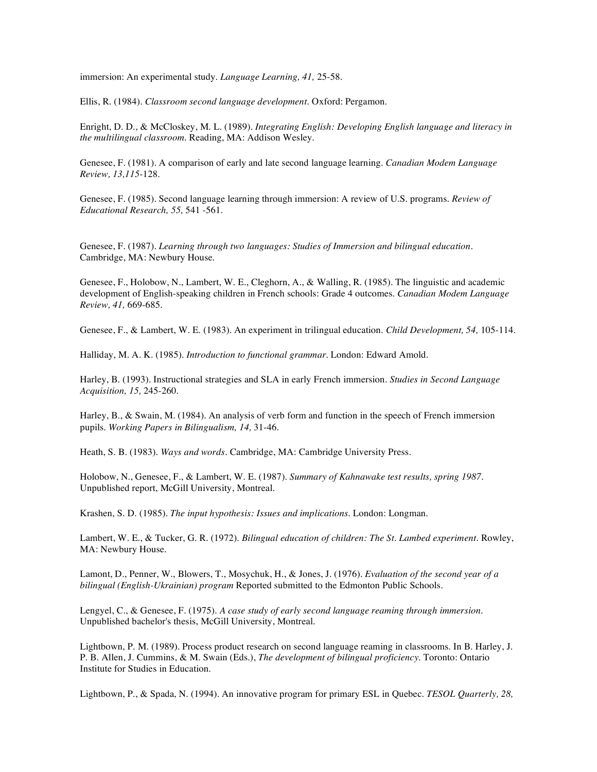immersion: An experimental study. *Language Learning, 41,* 25-58.

Ellis, R. (1984). *Classroom second language development*. Oxford: Pergamon.

Enright, D. D., & McCloskey, M. L. (1989). *Integrating English: Developing English language and literacy in the multilingual classroom*. Reading, MA: Addison Wesley.

Genesee, F. (1981). A comparison of early and late second language learning. *Canadian Modem Language Review, 13,115*-128.

Genesee, F. (1985). Second language learning through immersion: A review of U.S. programs. *Review of Educational Research, 55,* 541 -561.

Genesee, F. (1987). *Learning through two languages: Studies of Immersion and bilingual education*. Cambridge, MA: Newbury House.

Genesee, F., Holobow, N., Lambert, W. E., Cleghorn, A., & Walling, R. (1985). The linguistic and academic development of English-speaking children in French schools: Grade 4 outcomes. *Canadian Modem Language Review, 41,* 669-685.

Genesee, F., & Lambert, W. E. (1983). An experiment in trilingual education. *Child Development, 54,* 105-114.

Halliday, M. A. K. (1985). *Introduction to functional grammar*. London: Edward Amold.

Harley, B. (1993). Instructional strategies and SLA in early French immersion. *Studies in Second Language Acquisition, 15,* 245-260.

Harley, B., & Swain, M. (1984). An analysis of verb form and function in the speech of French immersion pupils. *Working Papers in Bilingualism, 14,* 31-46.

Heath, S. B. (1983). *Ways and words*. Cambridge, MA: Cambridge University Press.

Holobow, N., Genesee, F., & Lambert, W. E. (1987). *Summary of Kahnawake test results, spring 1987*. Unpublished report, McGill University, Montreal.

Krashen, S. D. (1985). *The input hypothesis: Issues and implications*. London: Longman.

Lambert, W. E., & Tucker, G. R. (1972). *Bilingual education of children: The St. Lambed experiment*. Rowley, MA: Newbury House.

Lamont, D., Penner, W., Blowers, T., Mosychuk, H., & Jones, J. (1976). *Evaluation of the second year of a bilingual (English-Ukrainian) program* Reported submitted to the Edmonton Public Schools.

Lengyel, C., & Genesee, F. (1975). *A case study of early second language reaming through immersion*. Unpublished bachelor's thesis, McGill University, Montreal.

Lightbown, P. M. (1989). Process product research on second language reaming in classrooms. In B. Harley, J. P. B. Allen, J. Cummins, & M. Swain (Eds.), *The development of bilingual proficiency*. Toronto: Ontario Institute for Studies in Education.

Lightbown, P., & Spada, N. (1994). An innovative program for primary ESL in Quebec. *TESOL Quarterly, 28,*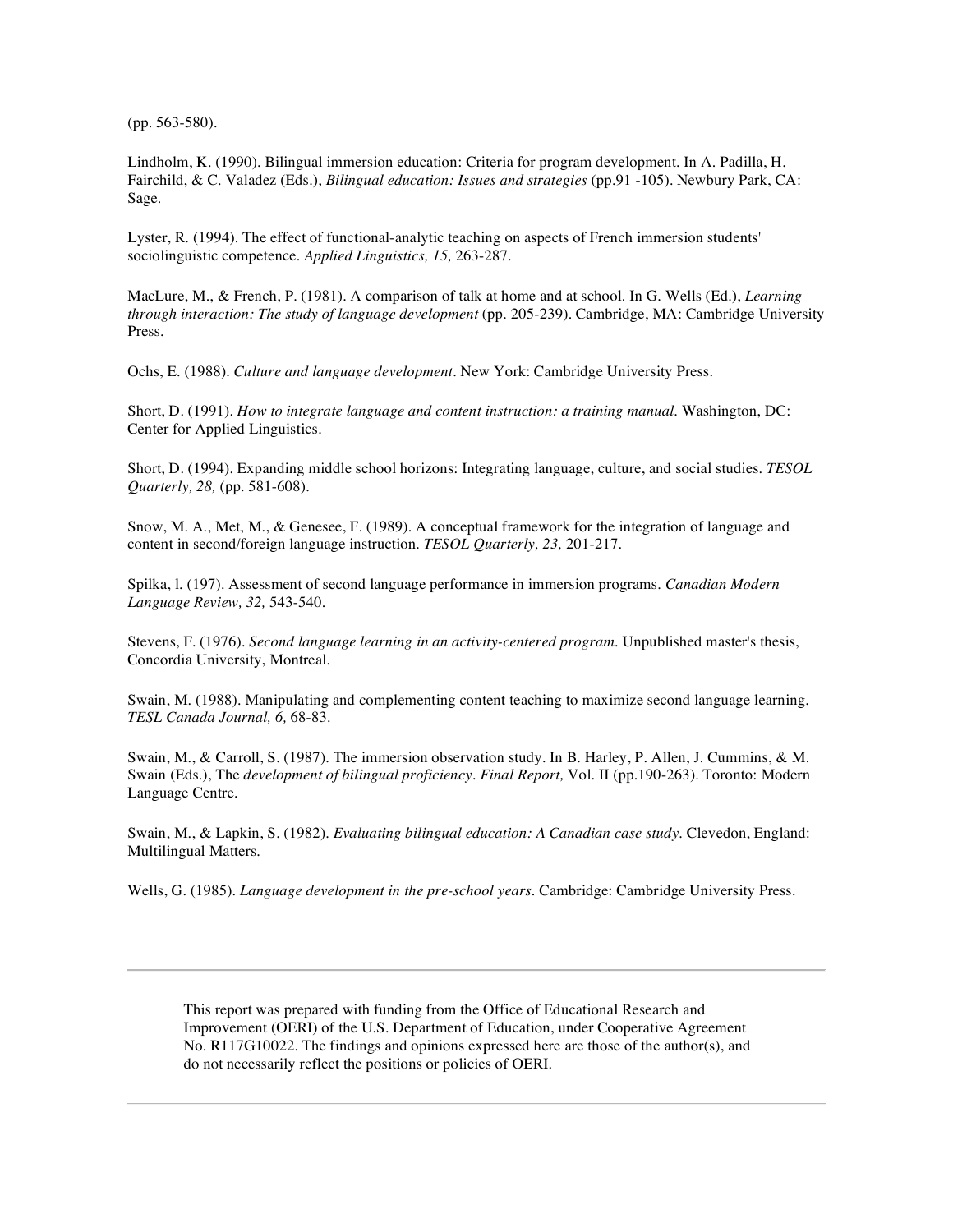(pp. 563-580).

Lindholm, K. (1990). Bilingual immersion education: Criteria for program development. In A. Padilla, H. Fairchild, & C. Valadez (Eds.), *Bilingual education: Issues and strategies* (pp.91 -105). Newbury Park, CA: Sage.

Lyster, R. (1994). The effect of functional-analytic teaching on aspects of French immersion students' sociolinguistic competence. *Applied Linguistics, 15,* 263-287.

MacLure, M., & French, P. (1981). A comparison of talk at home and at school. In G. Wells (Ed.), *Learning through interaction: The study of language development* (pp. 205-239). Cambridge, MA: Cambridge University Press.

Ochs, E. (1988). *Culture and language development*. New York: Cambridge University Press.

Short, D. (1991). *How to integrate language and content instruction: a training manual*. Washington, DC: Center for Applied Linguistics.

Short, D. (1994). Expanding middle school horizons: Integrating language, culture, and social studies. *TESOL Quarterly, 28,* (pp. 581-608).

Snow, M. A., Met, M., & Genesee, F. (1989). A conceptual framework for the integration of language and content in second/foreign language instruction. *TESOL Quarterly, 23,* 201-217.

Spilka, l. (197). Assessment of second language performance in immersion programs. *Canadian Modern Language Review, 32,* 543-540.

Stevens, F. (1976). *Second language learning in an activity-centered program*. Unpublished master's thesis, Concordia University, Montreal.

Swain, M. (1988). Manipulating and complementing content teaching to maximize second language learning. *TESL Canada Journal, 6,* 68-83.

Swain, M., & Carroll, S. (1987). The immersion observation study. In B. Harley, P. Allen, J. Cummins, & M. Swain (Eds.), The *development of bilingual proficiency*. *Final Report,* Vol. II (pp.190-263). Toronto: Modern Language Centre.

Swain, M., & Lapkin, S. (1982). *Evaluating bilingual education: A Canadian case study*. Clevedon, England: Multilingual Matters.

Wells, G. (1985). *Language development in the pre-school years*. Cambridge: Cambridge University Press.

---

This report was prepared with funding from the Office of Educational Research and Improvement (OERI) of the U.S. Department of Education, under Cooperative Agreement No. R117G10022. The findings and opinions expressed here are those of the author(s), and do not necessarily reflect the positions or policies of OERI.

---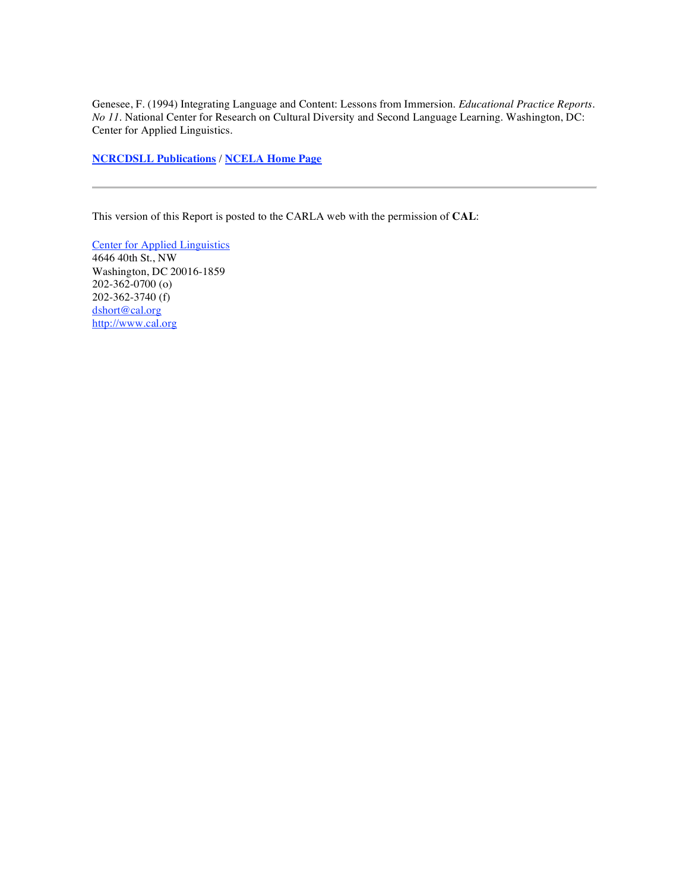Genesee, F. (1994) Integrating Language and Content: Lessons from Immersion. *Educational Practice Reports. No 11*. National Center for Research on Cultural Diversity and Second Language Learning. Washington, DC: Center for Applied Linguistics.

**NCRCDSLL Publications** / **NCELA Home Page**

---

This version of this Report is posted to the CARLA web with the permission of **CAL**:

Center for Applied Linguistics
4646 40th St., NW
Washington, DC 20016-1859
202-362-0700 (o)
202-362-3740 (f)
dshort@cal.org
http://www.cal.org